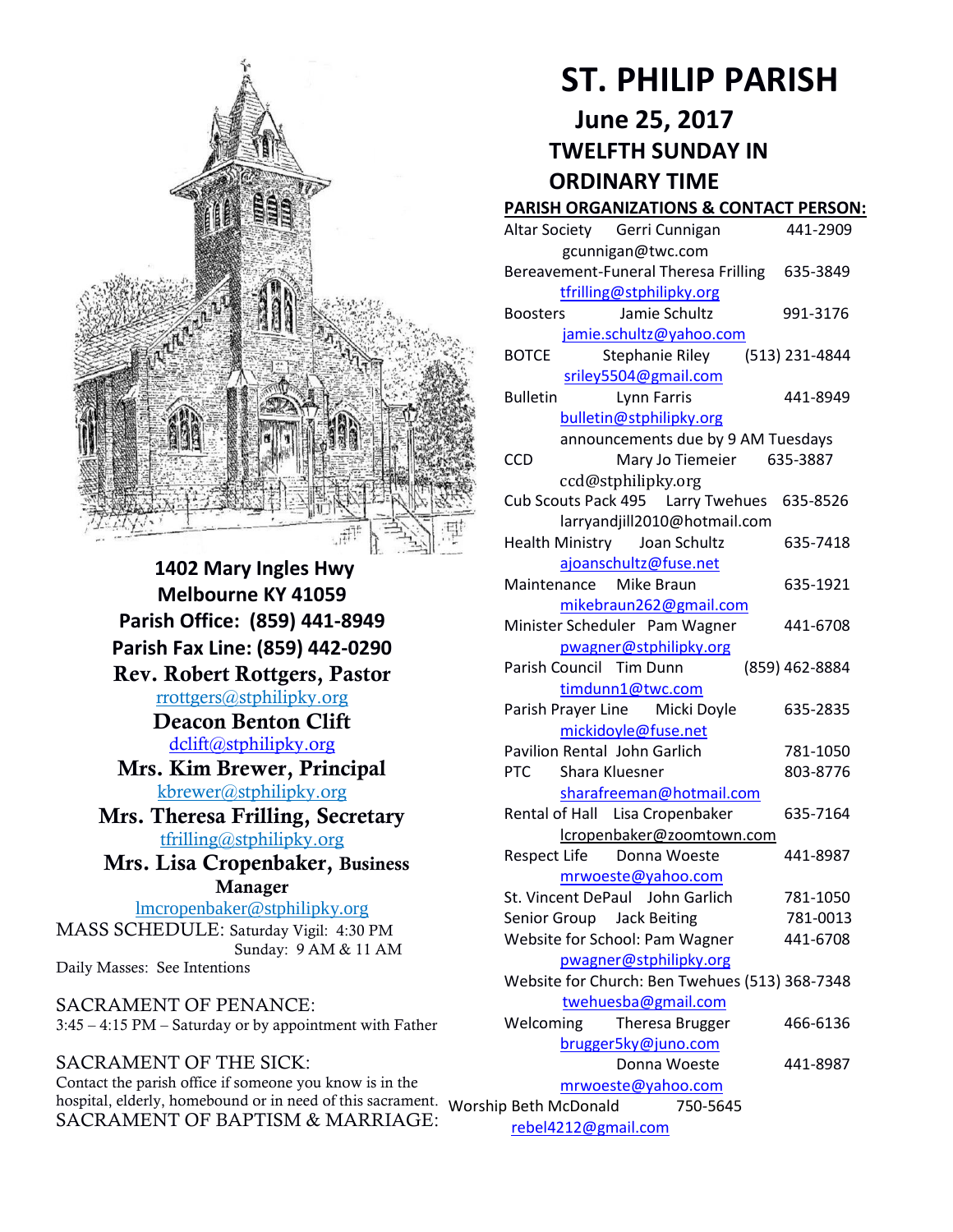# ST. PHILIP PARISH

## June 25, 2017

## TWELFTH SUNDAY IN ORDINARY TIME

**1402 Mary Ingles Hwy**
**Melbourne KY 41059**
**Parish Office: (859) 441-8949**
**Parish Fax Line: (859) 442-0290**

**Rev. Robert Rottgers, Pastor**
rrottgers@stphilipky.org

**Deacon Benton Clift**
dclift@stphilipky.org

**Mrs. Kim Brewer, Principal**
kbrewer@stphilipky.org

**Mrs. Theresa Frilling, Secretary**
tfrilling@stphilipky.org

**Mrs. Lisa Cropenbaker, Business Manager**
lmcropenbaker@stphilipky.org

MASS SCHEDULE: Saturday Vigil: 4:30 PM
Sunday: 9 AM & 11 AM
Daily Masses: See Intentions

SACRAMENT OF PENANCE:
3:45 – 4:15 PM – Saturday or by appointment with Father

SACRAMENT OF THE SICK:
Contact the parish office if someone you know is in the hospital, elderly, homebound or in need of this sacrament.

SACRAMENT OF BAPTISM & MARRIAGE:

**PARISH ORGANIZATIONS & CONTACT PERSON:**

Altar Society — Gerri Cunnigan — 441-2909
gcunnigan@twc.com

Bereavement-Funeral — Theresa Frilling — 635-3849
tfrilling@stphilipky.org

Boosters — Jamie Schultz — 991-3176
jamie.schultz@yahoo.com

BOTCE — Stephanie Riley — (513) 231-4844
sriley5504@gmail.com

Bulletin — Lynn Farris — 441-8949
bulletin@stphilipky.org
announcements due by 9 AM Tuesdays

CCD — Mary Jo Tiemeier — 635-3887
ccd@stphilipky.org

Cub Scouts Pack 495 — Larry Twehues — 635-8526
larryandjill2010@hotmail.com

Health Ministry — Joan Schultz — 635-7418
ajoanschultz@fuse.net

Maintenance — Mike Braun — 635-1921
mikebraun262@gmail.com

Minister Scheduler — Pam Wagner — 441-6708
pwagner@stphilipky.org

Parish Council — Tim Dunn — (859) 462-8884
timdunn1@twc.com

Parish Prayer Line — Micki Doyle — 635-2835
mickidoyle@fuse.net

Pavilion Rental — John Garlich — 781-1050

PTC — Shara Kluesner — 803-8776
sharafreeman@hotmail.com

Rental of Hall — Lisa Cropenbaker — 635-7164
lcropenbaker@zoomtown.com

Respect Life — Donna Woeste — 441-8987
mrwoeste@yahoo.com

St. Vincent DePaul — John Garlich — 781-1050

Senior Group — Jack Beiting — 781-0013

Website for School: Pam Wagner — 441-6708
pwagner@stphilipky.org

Website for Church: Ben Twehues — (513) 368-7348
twehuesba@gmail.com

Welcoming — Theresa Brugger — 466-6136
brugger5ky@juno.com
Donna Woeste — 441-8987
mrwoeste@yahoo.com

Worship — Beth McDonald — 750-5645
rebel4212@gmail.com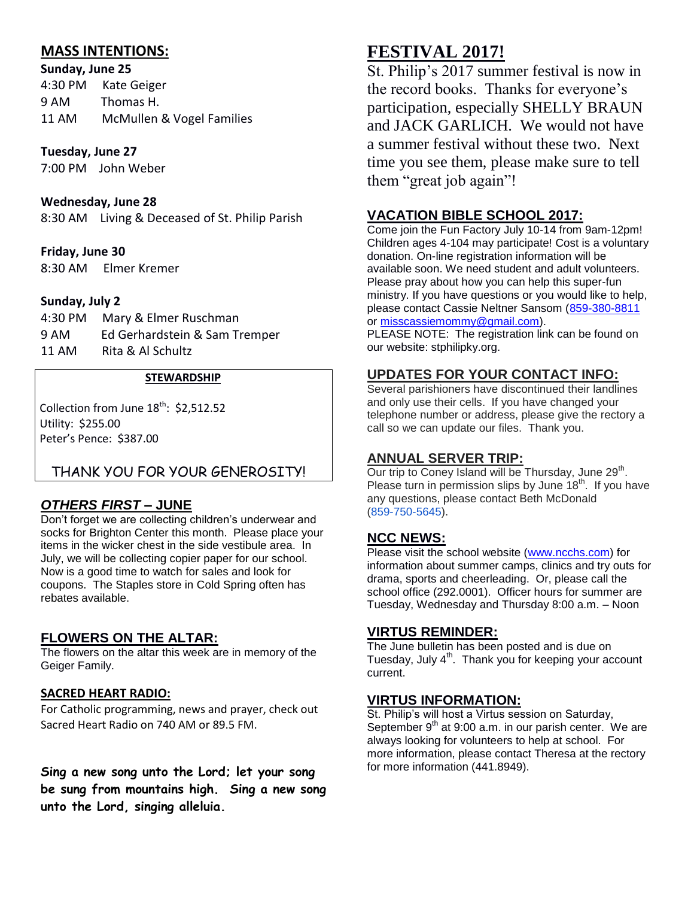## MASS INTENTIONS:

**Sunday, June 25**

4:30 PM Kate Geiger
9 AM Thomas H.
11 AM McMullen & Vogel Families

**Tuesday, June 27**

7:00 PM John Weber

**Wednesday, June 28**

8:30 AM Living & Deceased of St. Philip Parish

**Friday, June 30**

8:30 AM Elmer Kremer

**Sunday, July 2**

4:30 PM Mary & Elmer Ruschman
9 AM Ed Gerhardstein & Sam Tremper
11 AM Rita & Al Schultz

### STEWARDSHIP

Collection from June 18th: $2,512.52
Utility: $255.00
Peter's Pence: $387.00

THANK YOU FOR YOUR GENEROSITY!

## *OTHERS FIRST* – JUNE

Don't forget we are collecting children's underwear and socks for Brighton Center this month. Please place your items in the wicker chest in the side vestibule area. In July, we will be collecting copier paper for our school. Now is a good time to watch for sales and look for coupons. The Staples store in Cold Spring often has rebates available.

## FLOWERS ON THE ALTAR:

The flowers on the altar this week are in memory of the Geiger Family.

### SACRED HEART RADIO:

For Catholic programming, news and prayer, check out Sacred Heart Radio on 740 AM or 89.5 FM.

**Sing a new song unto the Lord; let your song be sung from mountains high. Sing a new song unto the Lord, singing alleluia.**

# FESTIVAL 2017!

St. Philip's 2017 summer festival is now in the record books. Thanks for everyone's participation, especially SHELLY BRAUN and JACK GARLICH. We would not have a summer festival without these two. Next time you see them, please make sure to tell them "great job again"!

## VACATION BIBLE SCHOOL 2017:

Come join the Fun Factory July 10-14 from 9am-12pm! Children ages 4-104 may participate! Cost is a voluntary donation. On-line registration information will be available soon. We need student and adult volunteers. Please pray about how you can help this super-fun ministry. If you have questions or you would like to help, please contact Cassie Neltner Sansom (859-380-8811 or misscassiemommy@gmail.com).

PLEASE NOTE: The registration link can be found on our website: stphilipky.org.

## UPDATES FOR YOUR CONTACT INFO:

Several parishioners have discontinued their landlines and only use their cells. If you have changed your telephone number or address, please give the rectory a call so we can update our files. Thank you.

## ANNUAL SERVER TRIP:

Our trip to Coney Island will be Thursday, June 29th. Please turn in permission slips by June 18th. If you have any questions, please contact Beth McDonald (859-750-5645).

## NCC NEWS:

Please visit the school website (www.ncchs.com) for information about summer camps, clinics and try outs for drama, sports and cheerleading. Or, please call the school office (292.0001). Officer hours for summer are Tuesday, Wednesday and Thursday 8:00 a.m. – Noon

## VIRTUS REMINDER:

The June bulletin has been posted and is due on Tuesday, July 4th. Thank you for keeping your account current.

## VIRTUS INFORMATION:

St. Philip's will host a Virtus session on Saturday, September 9th at 9:00 a.m. in our parish center. We are always looking for volunteers to help at school. For more information, please contact Theresa at the rectory for more information (441.8949).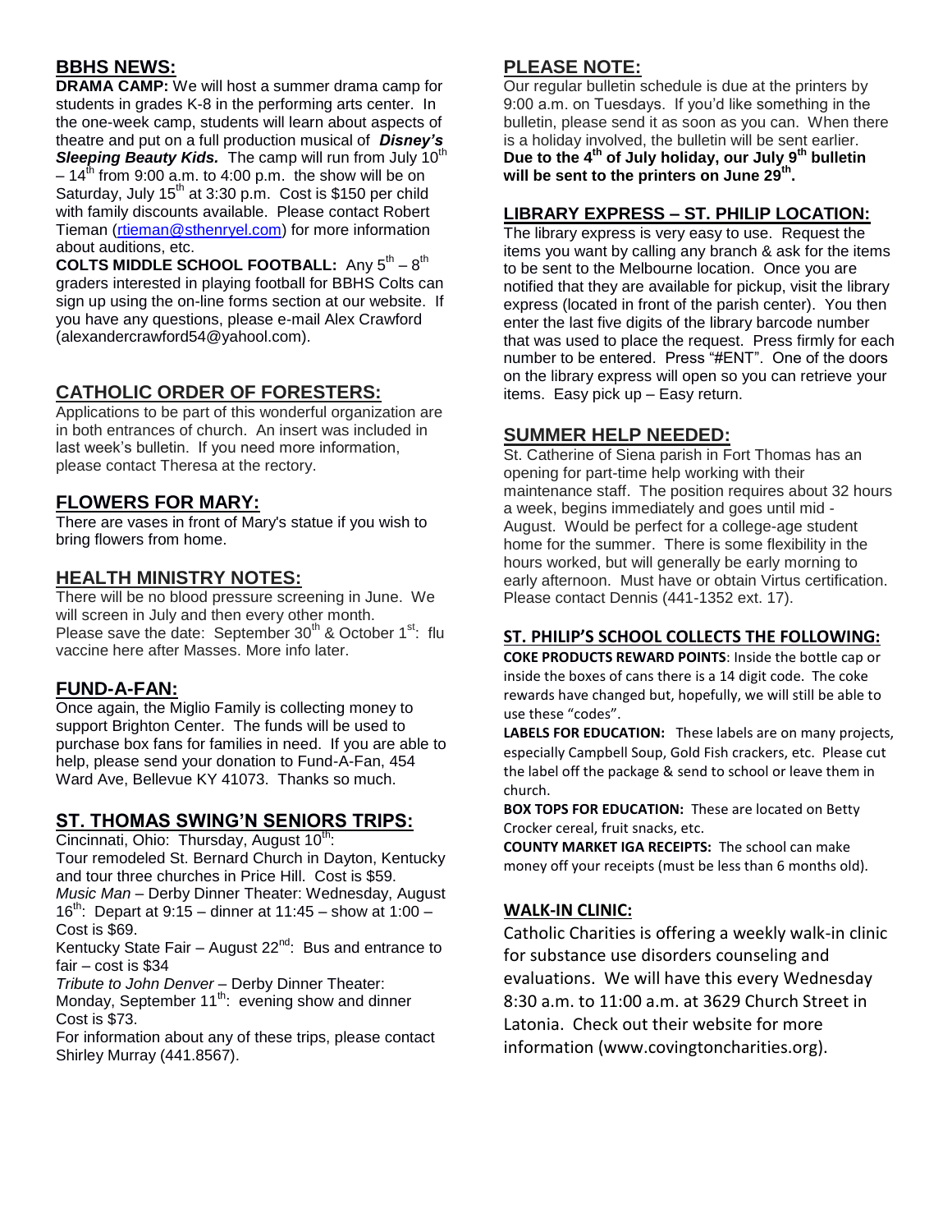## BBHS NEWS:

**DRAMA CAMP:** We will host a summer drama camp for students in grades K-8 in the performing arts center. In the one-week camp, students will learn about aspects of theatre and put on a full production musical of ***Disney's Sleeping Beauty Kids.*** The camp will run from July 10th – 14th from 9:00 a.m. to 4:00 p.m. the show will be on Saturday, July 15th at 3:30 p.m. Cost is $150 per child with family discounts available. Please contact Robert Tieman (rtieman@sthenryel.com) for more information about auditions, etc.

**COLTS MIDDLE SCHOOL FOOTBALL:** Any 5th – 8th graders interested in playing football for BBHS Colts can sign up using the on-line forms section at our website. If you have any questions, please e-mail Alex Crawford (alexandercrawford54@yahool.com).

## CATHOLIC ORDER OF FORESTERS:

Applications to be part of this wonderful organization are in both entrances of church. An insert was included in last week's bulletin. If you need more information, please contact Theresa at the rectory.

## FLOWERS FOR MARY:

There are vases in front of Mary's statue if you wish to bring flowers from home.

## HEALTH MINISTRY NOTES:

There will be no blood pressure screening in June. We will screen in July and then every other month.
Please save the date: September 30th & October 1st: flu vaccine here after Masses. More info later.

## FUND-A-FAN:

Once again, the Miglio Family is collecting money to support Brighton Center. The funds will be used to purchase box fans for families in need. If you are able to help, please send your donation to Fund-A-Fan, 454 Ward Ave, Bellevue KY 41073. Thanks so much.

## ST. THOMAS SWING'N SENIORS TRIPS:

Cincinnati, Ohio: Thursday, August 10th:
Tour remodeled St. Bernard Church in Dayton, Kentucky and tour three churches in Price Hill. Cost is $59.
*Music Man* – Derby Dinner Theater: Wednesday, August 16th: Depart at 9:15 – dinner at 11:45 – show at 1:00 – Cost is $69.
Kentucky State Fair – August 22nd: Bus and entrance to fair – cost is $34
*Tribute to John Denver* – Derby Dinner Theater: Monday, September 11th: evening show and dinner Cost is $73.
For information about any of these trips, please contact Shirley Murray (441.8567).

## PLEASE NOTE:

Our regular bulletin schedule is due at the printers by 9:00 a.m. on Tuesdays. If you'd like something in the bulletin, please send it as soon as you can. When there is a holiday involved, the bulletin will be sent earlier.
**Due to the 4th of July holiday, our July 9th bulletin will be sent to the printers on June 29th.**

## LIBRARY EXPRESS – ST. PHILIP LOCATION:

The library express is very easy to use. Request the items you want by calling any branch & ask for the items to be sent to the Melbourne location. Once you are notified that they are available for pickup, visit the library express (located in front of the parish center). You then enter the last five digits of the library barcode number that was used to place the request. Press firmly for each number to be entered. Press "#ENT". One of the doors on the library express will open so you can retrieve your items. Easy pick up – Easy return.

## SUMMER HELP NEEDED:

St. Catherine of Siena parish in Fort Thomas has an opening for part-time help working with their maintenance staff. The position requires about 32 hours a week, begins immediately and goes until mid - August. Would be perfect for a college-age student home for the summer. There is some flexibility in the hours worked, but will generally be early morning to early afternoon. Must have or obtain Virtus certification. Please contact Dennis (441-1352 ext. 17).

## ST. PHILIP'S SCHOOL COLLECTS THE FOLLOWING:

**COKE PRODUCTS REWARD POINTS**: Inside the bottle cap or inside the boxes of cans there is a 14 digit code. The coke rewards have changed but, hopefully, we will still be able to use these "codes".

**LABELS FOR EDUCATION:** These labels are on many projects, especially Campbell Soup, Gold Fish crackers, etc. Please cut the label off the package & send to school or leave them in church.

**BOX TOPS FOR EDUCATION:** These are located on Betty Crocker cereal, fruit snacks, etc.

**COUNTY MARKET IGA RECEIPTS:** The school can make money off your receipts (must be less than 6 months old).

## WALK-IN CLINIC:

Catholic Charities is offering a weekly walk-in clinic for substance use disorders counseling and evaluations. We will have this every Wednesday 8:30 a.m. to 11:00 a.m. at 3629 Church Street in Latonia. Check out their website for more information (www.covingtoncharities.org).